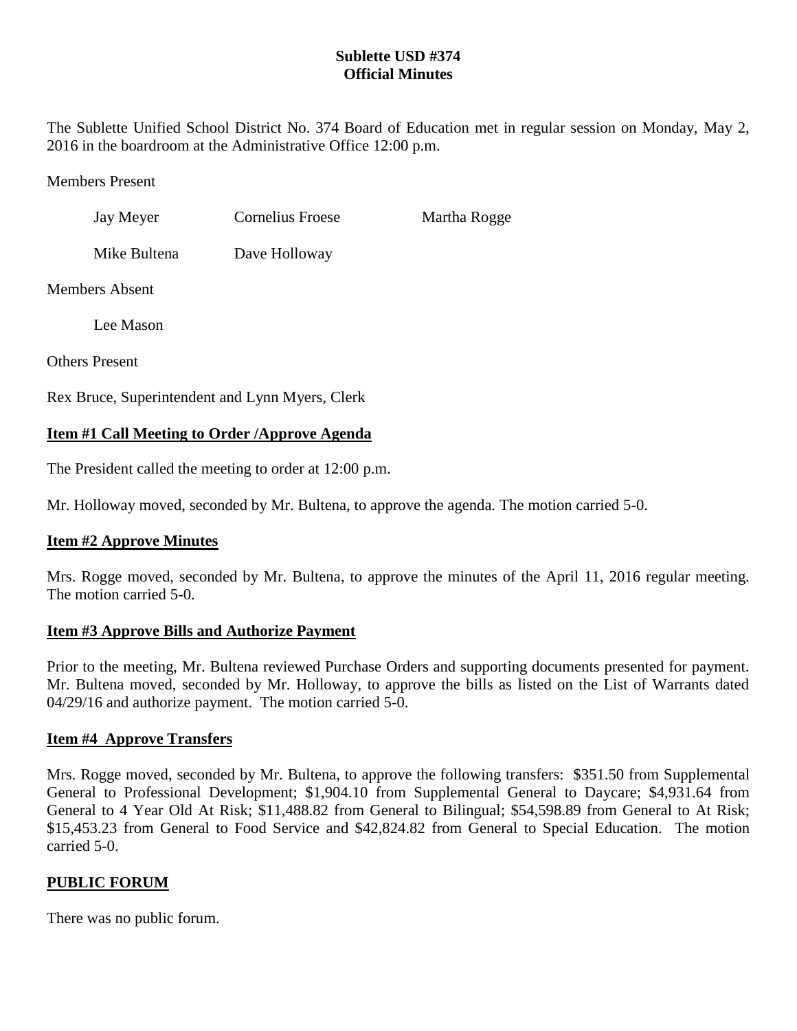# Sublette USD #374
## Official Minutes

The Sublette Unified School District No. 374 Board of Education met in regular session on Monday, May 2, 2016 in the boardroom at the Administrative Office 12:00 p.m.

Members Present

| | | |
|---|---|---|
| Jay Meyer | Cornelius Froese | Martha Rogge |
| Mike Bultena | Dave Holloway | |

Members Absent

Lee Mason

Others Present

Rex Bruce, Superintendent and Lynn Myers, Clerk

**Item #1 Call Meeting to Order /Approve Agenda**

The President called the meeting to order at 12:00 p.m.

Mr. Holloway moved, seconded by Mr. Bultena, to approve the agenda. The motion carried 5-0.

**Item #2 Approve Minutes**

Mrs. Rogge moved, seconded by Mr. Bultena, to approve the minutes of the April 11, 2016 regular meeting. The motion carried 5-0.

**Item #3 Approve Bills and Authorize Payment**

Prior to the meeting, Mr. Bultena reviewed Purchase Orders and supporting documents presented for payment. Mr. Bultena moved, seconded by Mr. Holloway, to approve the bills as listed on the List of Warrants dated 04/29/16 and authorize payment. The motion carried 5-0.

**Item #4 Approve Transfers**

Mrs. Rogge moved, seconded by Mr. Bultena, to approve the following transfers: $351.50 from Supplemental General to Professional Development; $1,904.10 from Supplemental General to Daycare; $4,931.64 from General to 4 Year Old At Risk; $11,488.82 from General to Bilingual; $54,598.89 from General to At Risk; $15,453.23 from General to Food Service and $42,824.82 from General to Special Education. The motion carried 5-0.

**PUBLIC FORUM**

There was no public forum.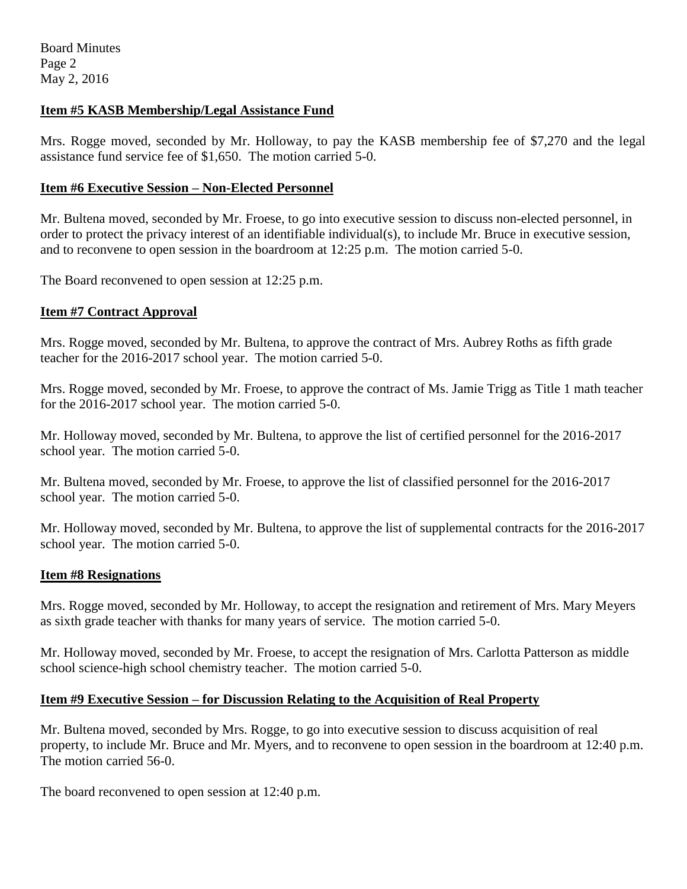## Item #5 KASB Membership/Legal Assistance Fund

Mrs. Rogge moved, seconded by Mr. Holloway, to pay the KASB membership fee of $7,270 and the legal assistance fund service fee of $1,650. The motion carried 5-0.

## Item #6 Executive Session – Non-Elected Personnel

Mr. Bultena moved, seconded by Mr. Froese, to go into executive session to discuss non-elected personnel, in order to protect the privacy interest of an identifiable individual(s), to include Mr. Bruce in executive session, and to reconvene to open session in the boardroom at 12:25 p.m. The motion carried 5-0.

The Board reconvened to open session at 12:25 p.m.

## Item #7 Contract Approval

Mrs. Rogge moved, seconded by Mr. Bultena, to approve the contract of Mrs. Aubrey Roths as fifth grade teacher for the 2016-2017 school year. The motion carried 5-0.

Mrs. Rogge moved, seconded by Mr. Froese, to approve the contract of Ms. Jamie Trigg as Title 1 math teacher for the 2016-2017 school year. The motion carried 5-0.

Mr. Holloway moved, seconded by Mr. Bultena, to approve the list of certified personnel for the 2016-2017 school year. The motion carried 5-0.

Mr. Bultena moved, seconded by Mr. Froese, to approve the list of classified personnel for the 2016-2017 school year. The motion carried 5-0.

Mr. Holloway moved, seconded by Mr. Bultena, to approve the list of supplemental contracts for the 2016-2017 school year. The motion carried 5-0.

## Item #8 Resignations

Mrs. Rogge moved, seconded by Mr. Holloway, to accept the resignation and retirement of Mrs. Mary Meyers as sixth grade teacher with thanks for many years of service. The motion carried 5-0.

Mr. Holloway moved, seconded by Mr. Froese, to accept the resignation of Mrs. Carlotta Patterson as middle school science-high school chemistry teacher. The motion carried 5-0.

## Item #9 Executive Session – for Discussion Relating to the Acquisition of Real Property

Mr. Bultena moved, seconded by Mrs. Rogge, to go into executive session to discuss acquisition of real property, to include Mr. Bruce and Mr. Myers, and to reconvene to open session in the boardroom at 12:40 p.m. The motion carried 56-0.

The board reconvened to open session at 12:40 p.m.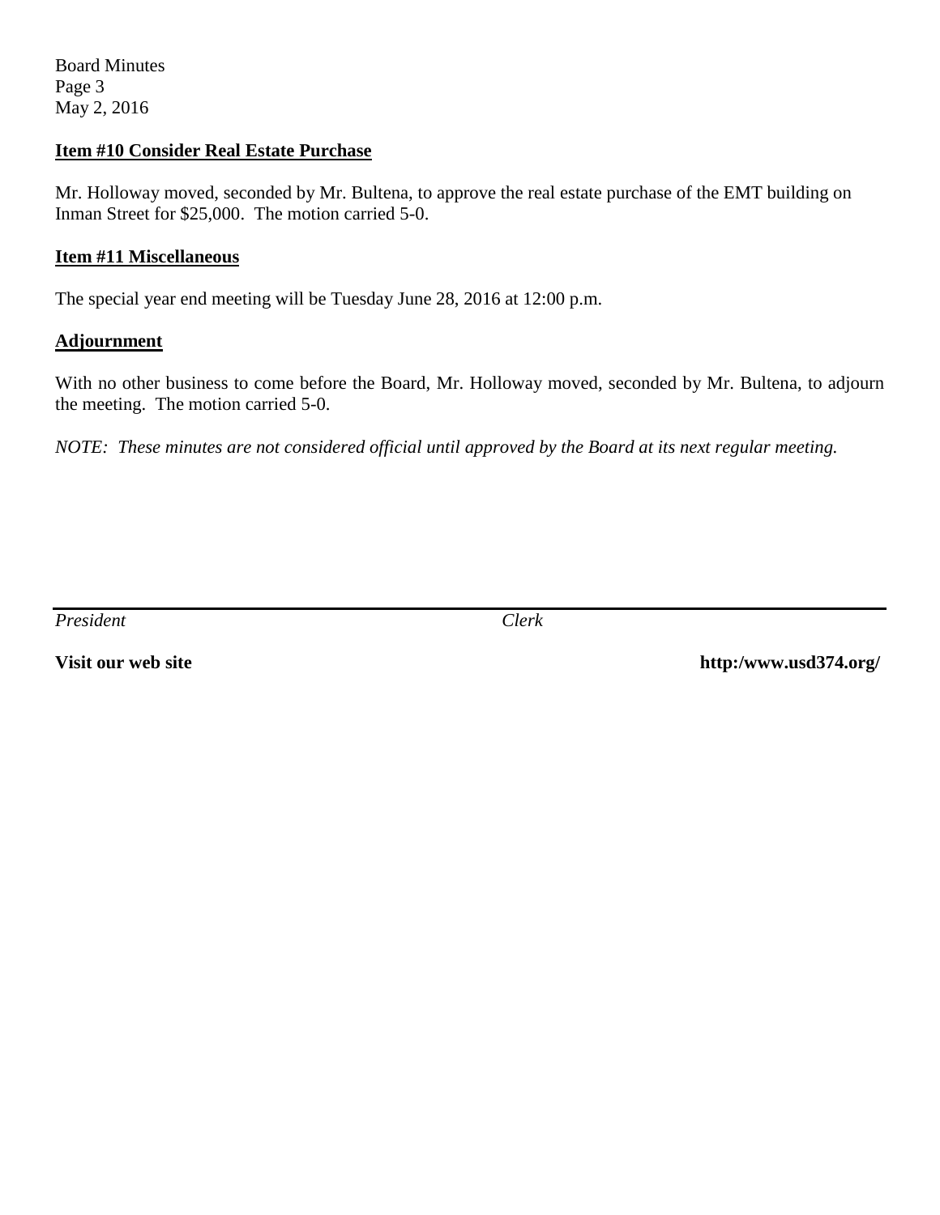**Item #10 Consider Real Estate Purchase**

Mr. Holloway moved, seconded by Mr. Bultena, to approve the real estate purchase of the EMT building on Inman Street for $25,000. The motion carried 5-0.

**Item #11 Miscellaneous**

The special year end meeting will be Tuesday June 28, 2016 at 12:00 p.m.

**Adjournment**

With no other business to come before the Board, Mr. Holloway moved, seconded by Mr. Bultena, to adjourn the meeting. The motion carried 5-0.

*NOTE: These minutes are not considered official until approved by the Board at its next regular meeting.*

*President* *Clerk*

**Visit our web site** **http:/www.usd374.org/**